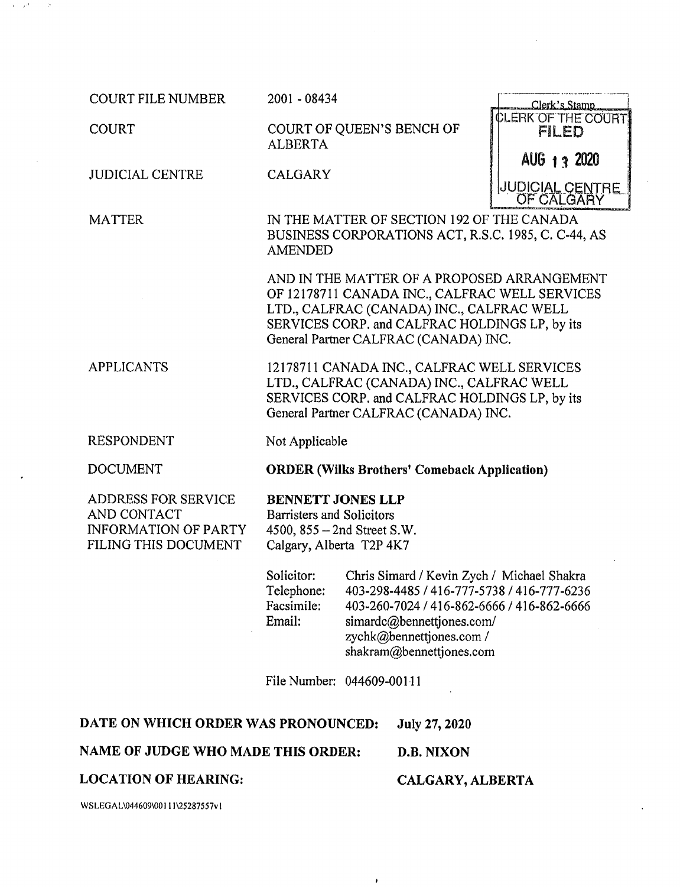| | | |
|---|---|---|
| COURT FILE NUMBER | 2001 - 08434 | Clerk's Stamp<br>CLERK OF THE COURT<br>FILED<br>AUG 13 2020<br>JUDICIAL CENTRE OF CALGARY |
| COURT | COURT OF QUEEN'S BENCH OF ALBERTA | |
| JUDICIAL CENTRE | CALGARY | |
| MATTER | IN THE MATTER OF SECTION 192 OF THE CANADA BUSINESS CORPORATIONS ACT, R.S.C. 1985, C. C-44, AS AMENDED<br><br>AND IN THE MATTER OF A PROPOSED ARRANGEMENT OF 12178711 CANADA INC., CALFRAC WELL SERVICES LTD., CALFRAC (CANADA) INC., CALFRAC WELL SERVICES CORP. and CALFRAC HOLDINGS LP, by its General Partner CALFRAC (CANADA) INC. | |
| APPLICANTS | 12178711 CANADA INC., CALFRAC WELL SERVICES LTD., CALFRAC (CANADA) INC., CALFRAC WELL SERVICES CORP. and CALFRAC HOLDINGS LP, by its General Partner CALFRAC (CANADA) INC. | |
| RESPONDENT | Not Applicable | |
| DOCUMENT | **ORDER (Wilks Brothers' Comeback Application)** | |
| ADDRESS FOR SERVICE AND CONTACT INFORMATION OF PARTY FILING THIS DOCUMENT | **BENNETT JONES LLP**<br>Barristers and Solicitors<br>4500, 855 – 2nd Street S.W.<br>Calgary, Alberta T2P 4K7 | |

| | |
|---|---|
| Solicitor: | Chris Simard / Kevin Zych / Michael Shakra |
| Telephone: | 403-298-4485 / 416-777-5738 / 416-777-6236 |
| Facsimile: | 403-260-7024 / 416-862-6666 / 416-862-6666 |
| Email: | simardc@bennettjones.com/<br>zychk@bennettjones.com /<br>shakram@bennettjones.com |

File Number: 044609-00111

**DATE ON WHICH ORDER WAS PRONOUNCED:** **July 27, 2020**

**NAME OF JUDGE WHO MADE THIS ORDER:** **D.B. NIXON**

**LOCATION OF HEARING:** **CALGARY, ALBERTA**

WSLEGAL\044609\00111\25287557v1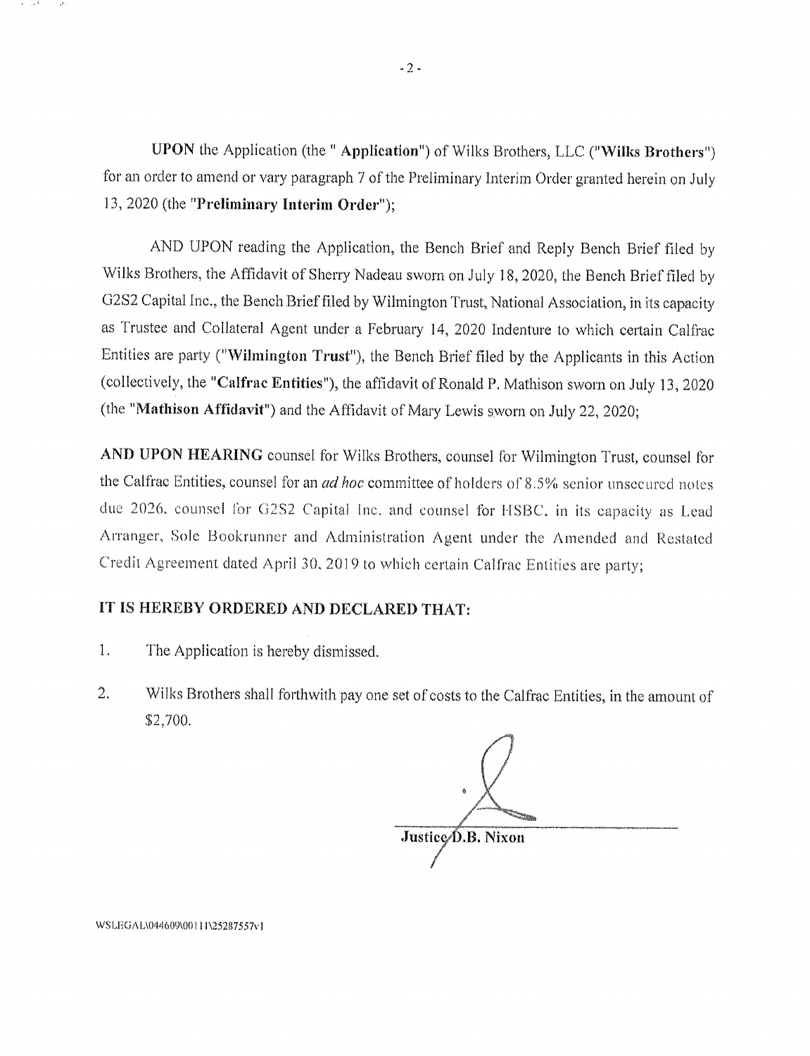**UPON** the Application (the " **Application**") of Wilks Brothers, LLC ("**Wilks Brothers**") for an order to amend or vary paragraph 7 of the Preliminary Interim Order granted herein on July 13, 2020 (the "**Preliminary Interim Order**");

AND UPON reading the Application, the Bench Brief and Reply Bench Brief filed by Wilks Brothers, the Affidavit of Sherry Nadeau sworn on July 18, 2020, the Bench Brief filed by G2S2 Capital Inc., the Bench Brief filed by Wilmington Trust, National Association, in its capacity as Trustee and Collateral Agent under a February 14, 2020 Indenture to which certain Calfrac Entities are party ("**Wilmington Trust**"), the Bench Brief filed by the Applicants in this Action (collectively, the "**Calfrac Entities**"), the affidavit of Ronald P. Mathison sworn on July 13, 2020 (the "**Mathison Affidavit**") and the Affidavit of Mary Lewis sworn on July 22, 2020;

**AND UPON HEARING** counsel for Wilks Brothers, counsel for Wilmington Trust, counsel for the Calfrac Entities, counsel for an *ad hoc* committee of holders of 8.5% senior unsecured notes due 2026, counsel for G2S2 Capital Inc. and counsel for HSBC, in its capacity as Lead Arranger, Sole Bookrunner and Administration Agent under the Amended and Restated Credit Agreement dated April 30, 2019 to which certain Calfrac Entities are party;

## IT IS HEREBY ORDERED AND DECLARED THAT:

1. The Application is hereby dismissed.

2. Wilks Brothers shall forthwith pay one set of costs to the Calfrac Entities, in the amount of $2,700.

**Justice D.B. Nixon**

WSLEGAL\044609\00111\25287557v1